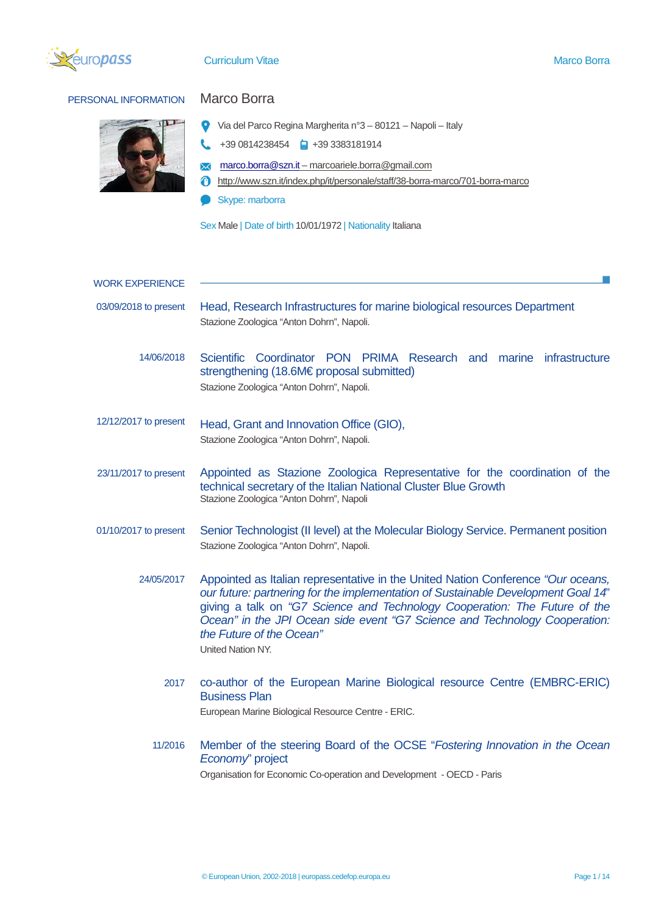# Curriculum Vitae

## PERSONAL INFORMATION

### Marco Borra

Via del Parco Regina Margherita n°3 – 80121 – Napoli – Italy

+39 0814238454 +39 3383181914

marco.borra@szn.it – marcoariele.borra@gmail.com

http://www.szn.it/index.php/it/personale/staff/38-borra-marco/701-borra-marco

Skype: marborra

Sex Male | Date of birth 10/01/1972 | Nationality Italiana

## WORK EXPERIENCE

**03/09/2018 to present**
Head, Research Infrastructures for marine biological resources Department
Stazione Zoologica "Anton Dohrn", Napoli.

**14/06/2018**
Scientific Coordinator PON PRIMA Research and marine infrastructure strengthening (18.6M€ proposal submitted)
Stazione Zoologica "Anton Dohrn", Napoli.

**12/12/2017 to present**
Head, Grant and Innovation Office (GIO),
Stazione Zoologica "Anton Dohrn", Napoli.

**23/11/2017 to present**
Appointed as Stazione Zoologica Representative for the coordination of the technical secretary of the Italian National Cluster Blue Growth
Stazione Zoologica "Anton Dohrn", Napoli

**01/10/2017 to present**
Senior Technologist (II level) at the Molecular Biology Service. Permanent position
Stazione Zoologica "Anton Dohrn", Napoli.

**24/05/2017**
Appointed as Italian representative in the United Nation Conference *"Our oceans, our future: partnering for the implementation of Sustainable Development Goal 14"* giving a talk on *"G7 Science and Technology Cooperation: The Future of the Ocean" in the JPI Ocean side event "G7 Science and Technology Cooperation: the Future of the Ocean"*
United Nation NY.

**2017**
co-author of the European Marine Biological resource Centre (EMBRC-ERIC) Business Plan
European Marine Biological Resource Centre - ERIC.

**11/2016**
Member of the steering Board of the OCSE "*Fostering Innovation in the Ocean Economy*" project
Organisation for Economic Co-operation and Development - OECD - Paris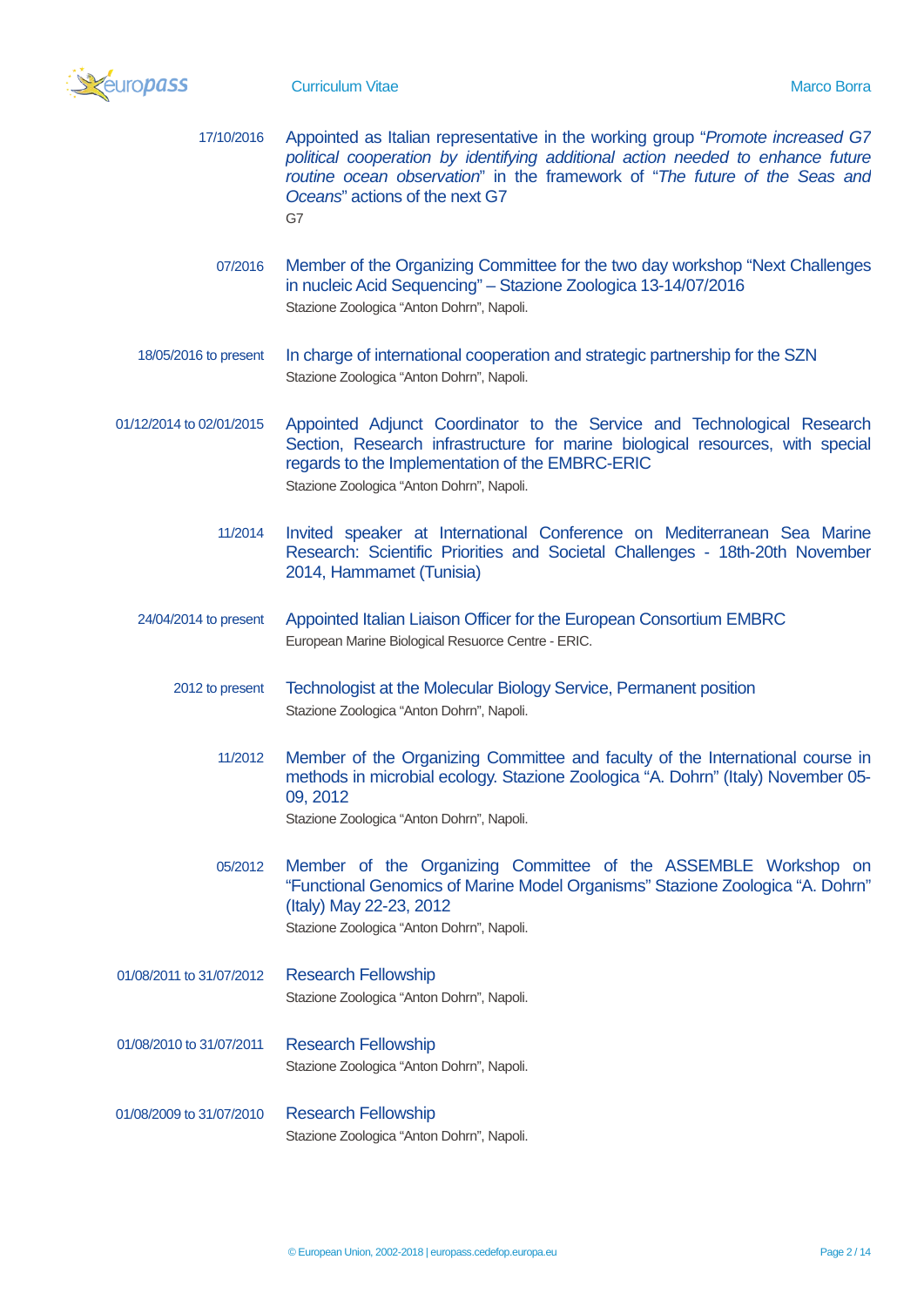17/10/2016 Appointed as Italian representative in the working group "*Promote increased G7 political cooperation by identifying additional action needed to enhance future routine ocean observation*" in the framework of "*The future of the Seas and Oceans*" actions of the next G7

G7

07/2016 Member of the Organizing Committee for the two day workshop "Next Challenges in nucleic Acid Sequencing" – Stazione Zoologica 13-14/07/2016

Stazione Zoologica "Anton Dohrn", Napoli.

18/05/2016 to present In charge of international cooperation and strategic partnership for the SZN

Stazione Zoologica "Anton Dohrn", Napoli.

01/12/2014 to 02/01/2015 Appointed Adjunct Coordinator to the Service and Technological Research Section, Research infrastructure for marine biological resources, with special regards to the Implementation of the EMBRC-ERIC

Stazione Zoologica "Anton Dohrn", Napoli.

11/2014 Invited speaker at International Conference on Mediterranean Sea Marine Research: Scientific Priorities and Societal Challenges - 18th-20th November 2014, Hammamet (Tunisia)

24/04/2014 to present Appointed Italian Liaison Officer for the European Consortium EMBRC

European Marine Biological Resource Centre - ERIC.

2012 to present Technologist at the Molecular Biology Service, Permanent position

Stazione Zoologica "Anton Dohrn", Napoli.

11/2012 Member of the Organizing Committee and faculty of the International course in methods in microbial ecology. Stazione Zoologica "A. Dohrn" (Italy) November 05-09, 2012

Stazione Zoologica "Anton Dohrn", Napoli.

05/2012 Member of the Organizing Committee of the ASSEMBLE Workshop on "Functional Genomics of Marine Model Organisms" Stazione Zoologica "A. Dohrn" (Italy) May 22-23, 2012

Stazione Zoologica "Anton Dohrn", Napoli.

01/08/2011 to 31/07/2012 Research Fellowship

Stazione Zoologica "Anton Dohrn", Napoli.

01/08/2010 to 31/07/2011 Research Fellowship

Stazione Zoologica "Anton Dohrn", Napoli.

01/08/2009 to 31/07/2010 Research Fellowship

Stazione Zoologica "Anton Dohrn", Napoli.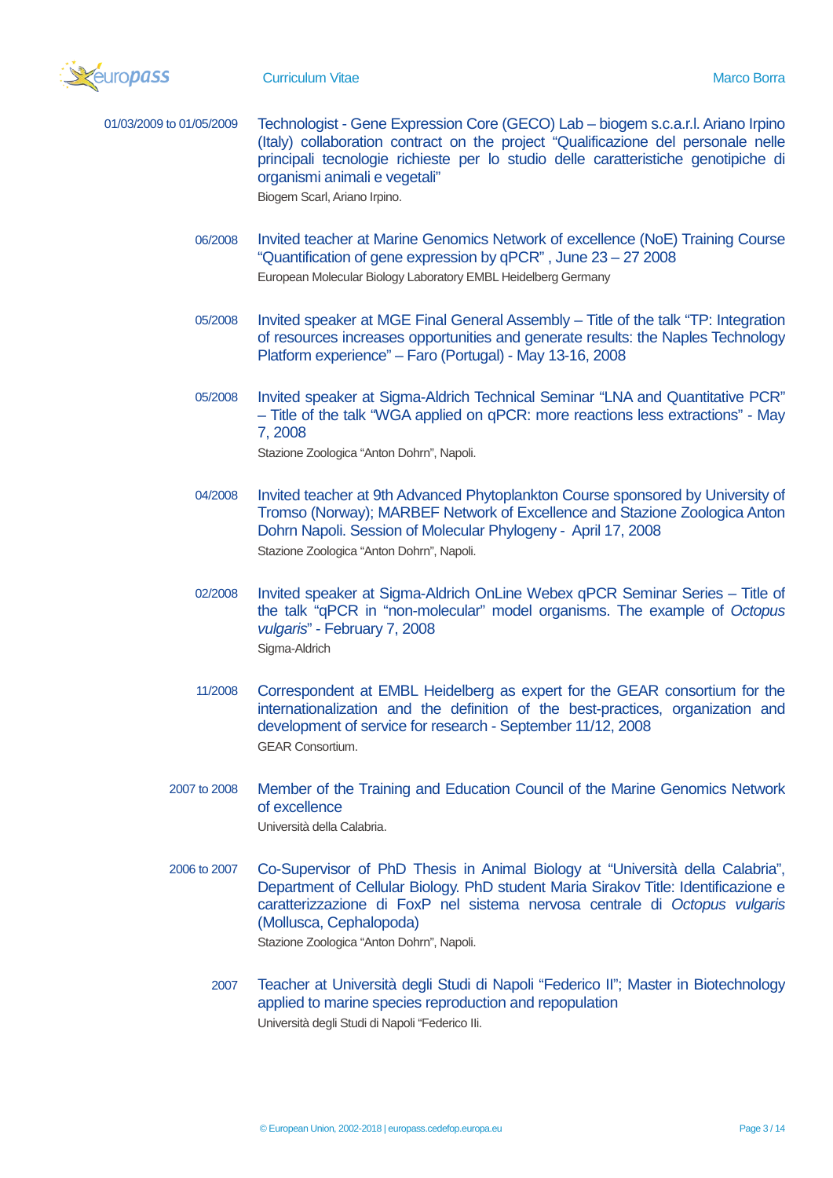01/03/2009 to 01/05/2009

Technologist - Gene Expression Core (GECO) Lab – biogem s.c.a.r.l. Ariano Irpino (Italy) collaboration contract on the project "Qualificazione del personale nelle principali tecnologie richieste per lo studio delle caratteristiche genotipiche di organismi animali e vegetali"

Biogem Scarl, Ariano Irpino.

06/2008

Invited teacher at Marine Genomics Network of excellence (NoE) Training Course "Quantification of gene expression by qPCR" , June 23 – 27 2008

European Molecular Biology Laboratory EMBL Heidelberg Germany

05/2008

Invited speaker at MGE Final General Assembly – Title of the talk "TP: Integration of resources increases opportunities and generate results: the Naples Technology Platform experience" – Faro (Portugal) - May 13-16, 2008

05/2008

Invited speaker at Sigma-Aldrich Technical Seminar "LNA and Quantitative PCR" – Title of the talk "WGA applied on qPCR: more reactions less extractions" - May 7, 2008

Stazione Zoologica "Anton Dohrn", Napoli.

04/2008

Invited teacher at 9th Advanced Phytoplankton Course sponsored by University of Tromso (Norway); MARBEF Network of Excellence and Stazione Zoologica Anton Dohrn Napoli. Session of Molecular Phylogeny - April 17, 2008

Stazione Zoologica "Anton Dohrn", Napoli.

02/2008

Invited speaker at Sigma-Aldrich OnLine Webex qPCR Seminar Series – Title of the talk "qPCR in "non-molecular" model organisms. The example of *Octopus vulgaris*" - February 7, 2008

Sigma-Aldrich

11/2008

Correspondent at EMBL Heidelberg as expert for the GEAR consortium for the internationalization and the definition of the best-practices, organization and development of service for research - September 11/12, 2008

GEAR Consortium.

2007 to 2008

Member of the Training and Education Council of the Marine Genomics Network of excellence

Università della Calabria.

2006 to 2007

Co-Supervisor of PhD Thesis in Animal Biology at "Università della Calabria", Department of Cellular Biology. PhD student Maria Sirakov Title: Identificazione e caratterizzazione di FoxP nel sistema nervosa centrale di *Octopus vulgaris* (Mollusca, Cephalopoda)

Stazione Zoologica "Anton Dohrn", Napoli.

2007

Teacher at Università degli Studi di Napoli "Federico II"; Master in Biotechnology applied to marine species reproduction and repopulation

Università degli Studi di Napoli "Federico IIi.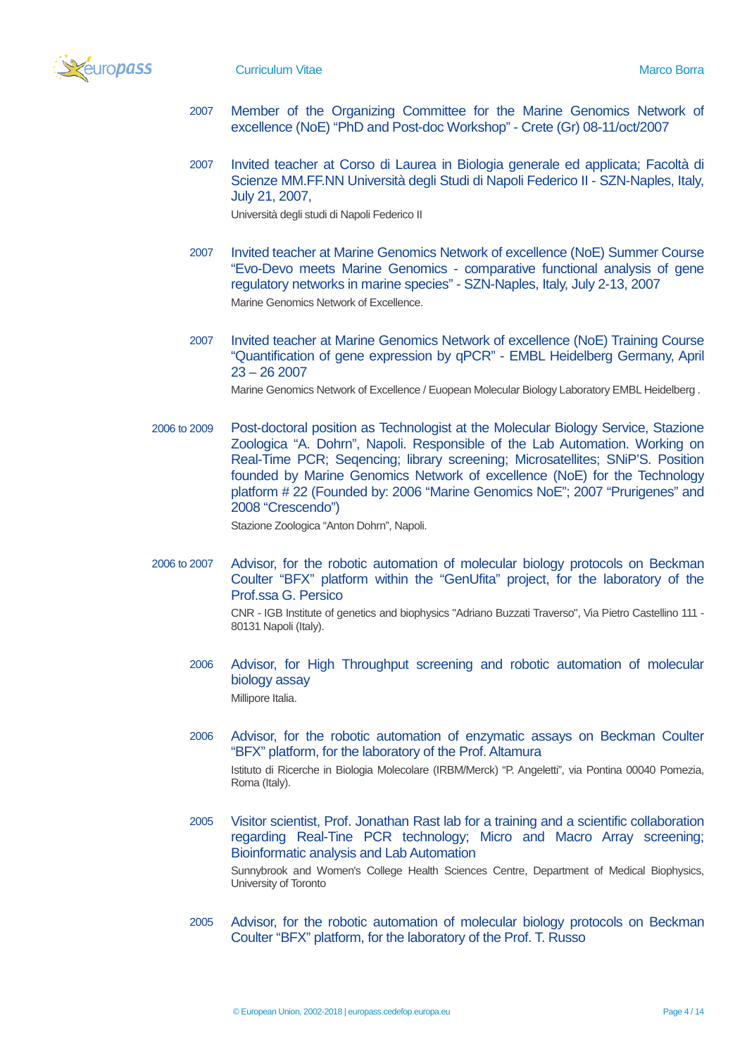2007 Member of the Organizing Committee for the Marine Genomics Network of excellence (NoE) "PhD and Post-doc Workshop" - Crete (Gr) 08-11/oct/2007

2007 Invited teacher at Corso di Laurea in Biologia generale ed applicata; Facoltà di Scienze MM.FF.NN Università degli Studi di Napoli Federico II - SZN-Naples, Italy, July 21, 2007,

Università degli studi di Napoli Federico II

2007 Invited teacher at Marine Genomics Network of excellence (NoE) Summer Course "Evo-Devo meets Marine Genomics - comparative functional analysis of gene regulatory networks in marine species" - SZN-Naples, Italy, July 2-13, 2007

Marine Genomics Network of Excellence.

2007 Invited teacher at Marine Genomics Network of excellence (NoE) Training Course "Quantification of gene expression by qPCR" - EMBL Heidelberg Germany, April 23 – 26 2007

Marine Genomics Network of Excellence / Euopean Molecular Biology Laboratory EMBL Heidelberg .

2006 to 2009 Post-doctoral position as Technologist at the Molecular Biology Service, Stazione Zoologica "A. Dohrn", Napoli. Responsible of the Lab Automation. Working on Real-Time PCR; Seqencing; library screening; Microsatellites; SNiP'S. Position founded by Marine Genomics Network of excellence (NoE) for the Technology platform # 22 (Founded by: 2006 "Marine Genomics NoE"; 2007 "Prurigenes" and 2008 "Crescendo")

Stazione Zoologica "Anton Dohrn", Napoli.

2006 to 2007 Advisor, for the robotic automation of molecular biology protocols on Beckman Coulter "BFX" platform within the "GenUfita" project, for the laboratory of the Prof.ssa G. Persico

CNR - IGB Institute of genetics and biophysics "Adriano Buzzati Traverso", Via Pietro Castellino 111 - 80131 Napoli (Italy).

2006 Advisor, for High Throughput screening and robotic automation of molecular biology assay

Millipore Italia.

2006 Advisor, for the robotic automation of enzymatic assays on Beckman Coulter "BFX" platform, for the laboratory of the Prof. Altamura

Istituto di Ricerche in Biologia Molecolare (IRBM/Merck) "P. Angeletti", via Pontina 00040 Pomezia, Roma (Italy).

2005 Visitor scientist, Prof. Jonathan Rast lab for a training and a scientific collaboration regarding Real-Tine PCR technology; Micro and Macro Array screening; Bioinformatic analysis and Lab Automation

Sunnybrook and Women's College Health Sciences Centre, Department of Medical Biophysics, University of Toronto

2005 Advisor, for the robotic automation of molecular biology protocols on Beckman Coulter "BFX" platform, for the laboratory of the Prof. T. Russo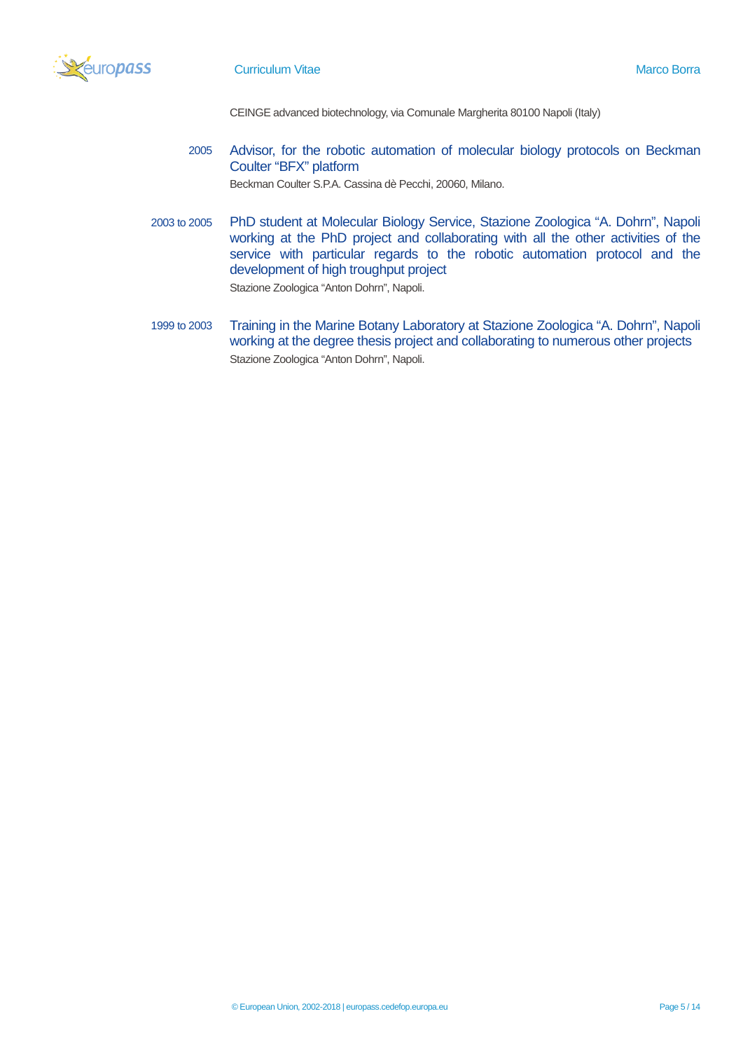CEINGE advanced biotechnology, via Comunale Margherita 80100 Napoli (Italy)

| | |
|---|---|
| 2005 | Advisor, for the robotic automation of molecular biology protocols on Beckman Coulter "BFX" platform<br>Beckman Coulter S.P.A. Cassina dè Pecchi, 20060, Milano. |
| 2003 to 2005 | PhD student at Molecular Biology Service, Stazione Zoologica "A. Dohrn", Napoli working at the PhD project and collaborating with all the other activities of the service with particular regards to the robotic automation protocol and the development of high troughput project<br>Stazione Zoologica "Anton Dohrn", Napoli. |
| 1999 to 2003 | Training in the Marine Botany Laboratory at Stazione Zoologica "A. Dohrn", Napoli working at the degree thesis project and collaborating to numerous other projects<br>Stazione Zoologica "Anton Dohrn", Napoli. |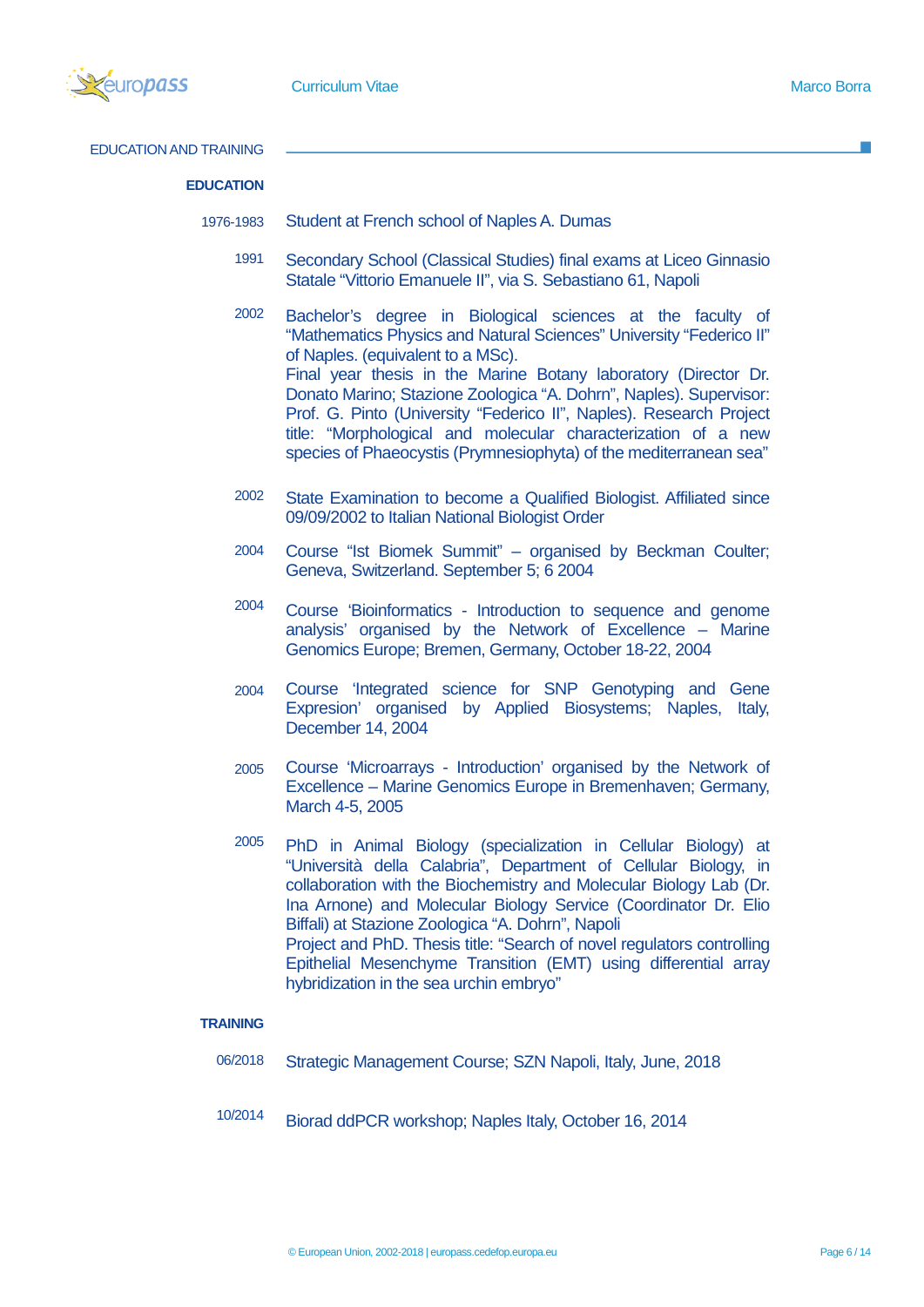## EDUCATION AND TRAINING

### EDUCATION

1976-1983 Student at French school of Naples A. Dumas

1991 Secondary School (Classical Studies) final exams at Liceo Ginnasio Statale “Vittorio Emanuele II”, via S. Sebastiano 61, Napoli

2002 Bachelor’s degree in Biological sciences at the faculty of “Mathematics Physics and Natural Sciences” University “Federico II” of Naples. (equivalent to a MSc).
Final year thesis in the Marine Botany laboratory (Director Dr. Donato Marino; Stazione Zoologica “A. Dohrn”, Naples). Supervisor: Prof. G. Pinto (University “Federico II”, Naples). Research Project title: “Morphological and molecular characterization of a new species of Phaeocystis (Prymnesiophyta) of the mediterranean sea”

2002 State Examination to become a Qualified Biologist. Affiliated since 09/09/2002 to Italian National Biologist Order

2004 Course “Ist Biomek Summit” – organised by Beckman Coulter; Geneva, Switzerland. September 5; 6 2004

2004 Course ‘Bioinformatics - Introduction to sequence and genome analysis’ organised by the Network of Excellence – Marine Genomics Europe; Bremen, Germany, October 18-22, 2004

2004 Course ‘Integrated science for SNP Genotyping and Gene Expresion’ organised by Applied Biosystems; Naples, Italy, December 14, 2004

2005 Course ‘Microarrays - Introduction’ organised by the Network of Excellence – Marine Genomics Europe in Bremenhaven; Germany, March 4-5, 2005

2005 PhD in Animal Biology (specialization in Cellular Biology) at “Università della Calabria”, Department of Cellular Biology, in collaboration with the Biochemistry and Molecular Biology Lab (Dr. Ina Arnone) and Molecular Biology Service (Coordinator Dr. Elio Biffali) at Stazione Zoologica “A. Dohrn”, Napoli
Project and PhD. Thesis title: “Search of novel regulators controlling Epithelial Mesenchyme Transition (EMT) using differential array hybridization in the sea urchin embryo”

### TRAINING

06/2018 Strategic Management Course; SZN Napoli, Italy, June, 2018

10/2014 Biorad ddPCR workshop; Naples Italy, October 16, 2014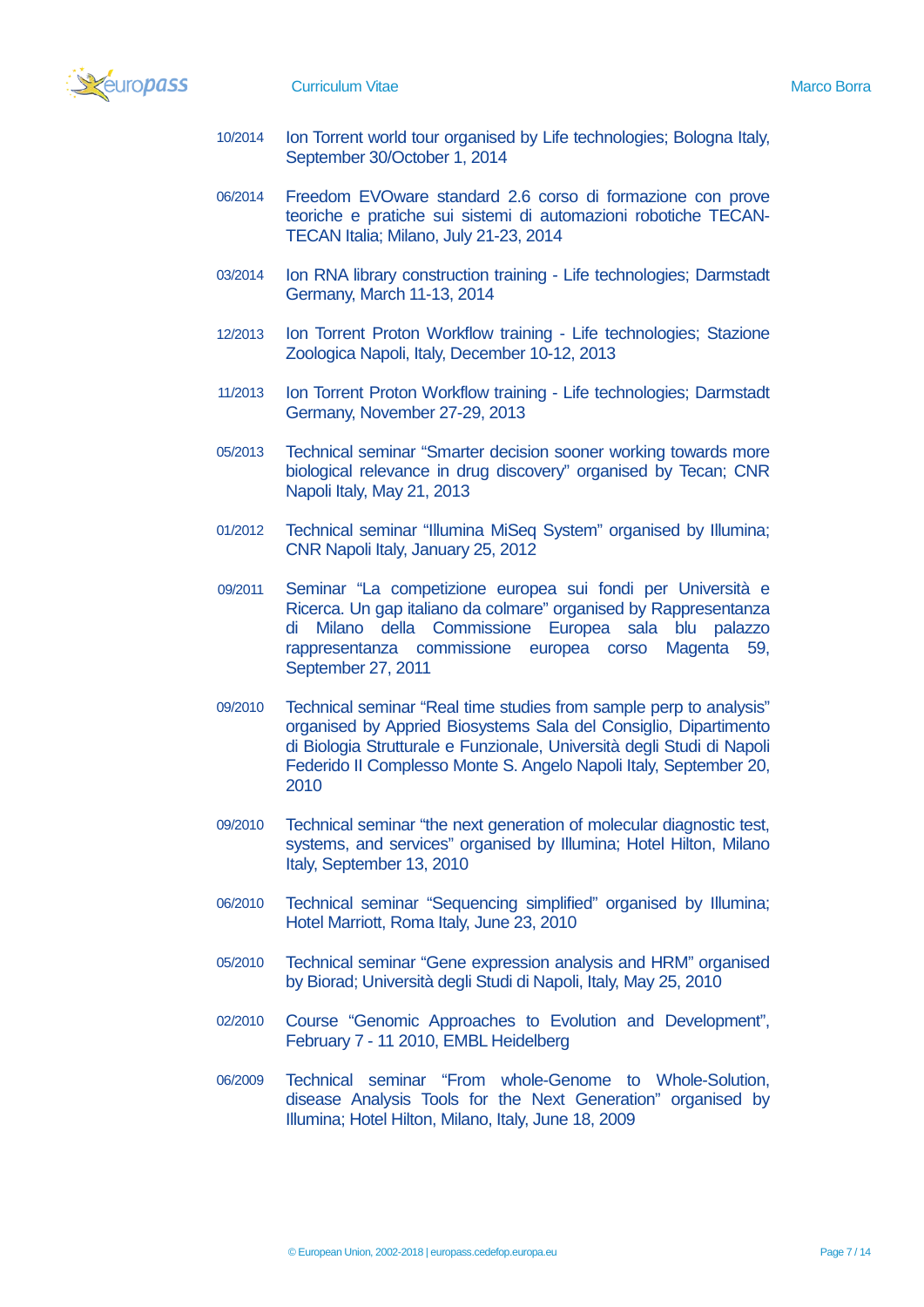10/2014 Ion Torrent world tour organised by Life technologies; Bologna Italy, September 30/October 1, 2014

06/2014 Freedom EVOware standard 2.6 corso di formazione con prove teoriche e pratiche sui sistemi di automazioni robotiche TECAN-TECAN Italia; Milano, July 21-23, 2014

03/2014 Ion RNA library construction training - Life technologies; Darmstadt Germany, March 11-13, 2014

12/2013 Ion Torrent Proton Workflow training - Life technologies; Stazione Zoologica Napoli, Italy, December 10-12, 2013

11/2013 Ion Torrent Proton Workflow training - Life technologies; Darmstadt Germany, November 27-29, 2013

05/2013 Technical seminar “Smarter decision sooner working towards more biological relevance in drug discovery” organised by Tecan; CNR Napoli Italy, May 21, 2013

01/2012 Technical seminar “Illumina MiSeq System” organised by Illumina; CNR Napoli Italy, January 25, 2012

09/2011 Seminar “La competizione europea sui fondi per Università e Ricerca. Un gap italiano da colmare” organised by Rappresentanza di Milano della Commissione Europea sala blu palazzo rappresentanza commissione europea corso Magenta 59, September 27, 2011

09/2010 Technical seminar “Real time studies from sample perp to analysis” organised by Appried Biosystems Sala del Consiglio, Dipartimento di Biologia Strutturale e Funzionale, Università degli Studi di Napoli Federido II Complesso Monte S. Angelo Napoli Italy, September 20, 2010

09/2010 Technical seminar “the next generation of molecular diagnostic test, systems, and services” organised by Illumina; Hotel Hilton, Milano Italy, September 13, 2010

06/2010 Technical seminar “Sequencing simplified” organised by Illumina; Hotel Marriott, Roma Italy, June 23, 2010

05/2010 Technical seminar “Gene expression analysis and HRM” organised by Biorad; Università degli Studi di Napoli, Italy, May 25, 2010

02/2010 Course “Genomic Approaches to Evolution and Development”, February 7 - 11 2010, EMBL Heidelberg

06/2009 Technical seminar “From whole-Genome to Whole-Solution, disease Analysis Tools for the Next Generation” organised by Illumina; Hotel Hilton, Milano, Italy, June 18, 2009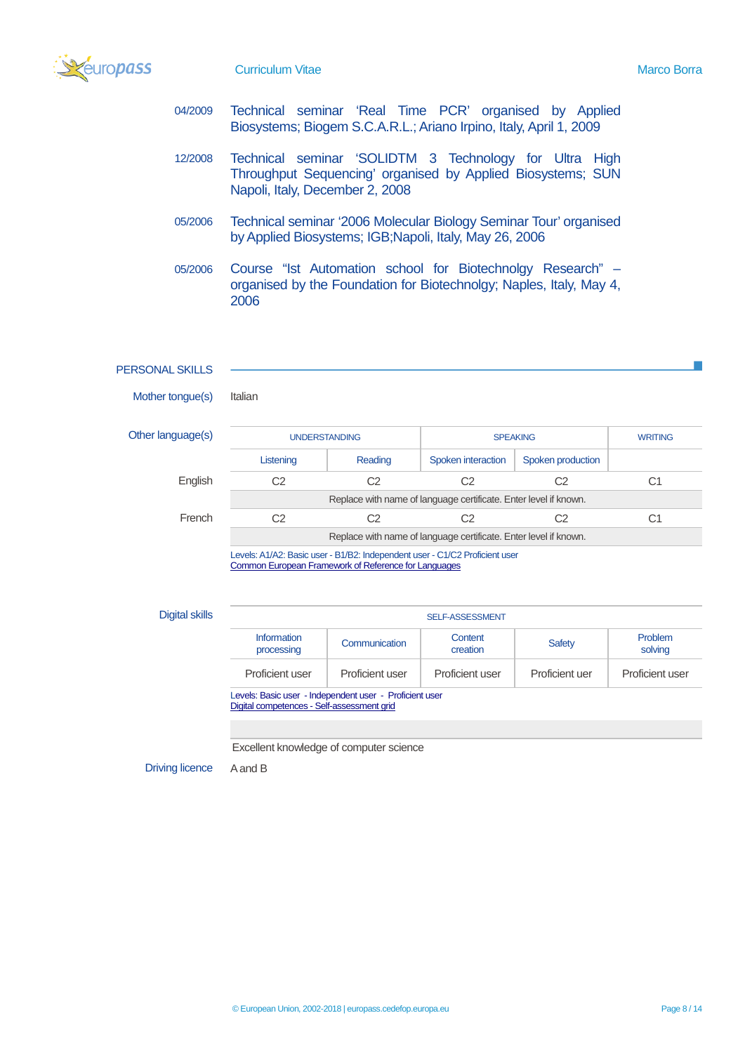04/2009 Technical seminar 'Real Time PCR' organised by Applied Biosystems; Biogem S.C.A.R.L.; Ariano Irpino, Italy, April 1, 2009

12/2008 Technical seminar 'SOLIDTM 3 Technology for Ultra High Throughput Sequencing' organised by Applied Biosystems; SUN Napoli, Italy, December 2, 2008

05/2006 Technical seminar '2006 Molecular Biology Seminar Tour' organised by Applied Biosystems; IGB;Napoli, Italy, May 26, 2006

05/2006 Course "Ist Automation school for Biotechnolgy Research" – organised by the Foundation for Biotechnolgy; Naples, Italy, May 4, 2006

## PERSONAL SKILLS

**Mother tongue(s)** Italian

**Other language(s)**

| | UNDERSTANDING | | SPEAKING | | WRITING |
|---|---|---|---|---|---|
| | Listening | Reading | Spoken interaction | Spoken production | |
| English | C2 | C2 | C2 | C2 | C1 |
| | Replace with name of language certificate. Enter level if known. | | | | |
| French | C2 | C2 | C2 | C2 | C1 |
| | Replace with name of language certificate. Enter level if known. | | | | |

Levels: A1/A2: Basic user - B1/B2: Independent user - C1/C2 Proficient user
Common European Framework of Reference for Languages

**Digital skills**

| SELF-ASSESSMENT | | | | |
|---|---|---|---|---|
| Information processing | Communication | Content creation | Safety | Problem solving |
| Proficient user | Proficient user | Proficient user | Proficient uer | Proficient user |

Levels: Basic user - Independent user - Proficient user
Digital competences - Self-assessment grid

Excellent knowledge of computer science

**Driving licence** A and B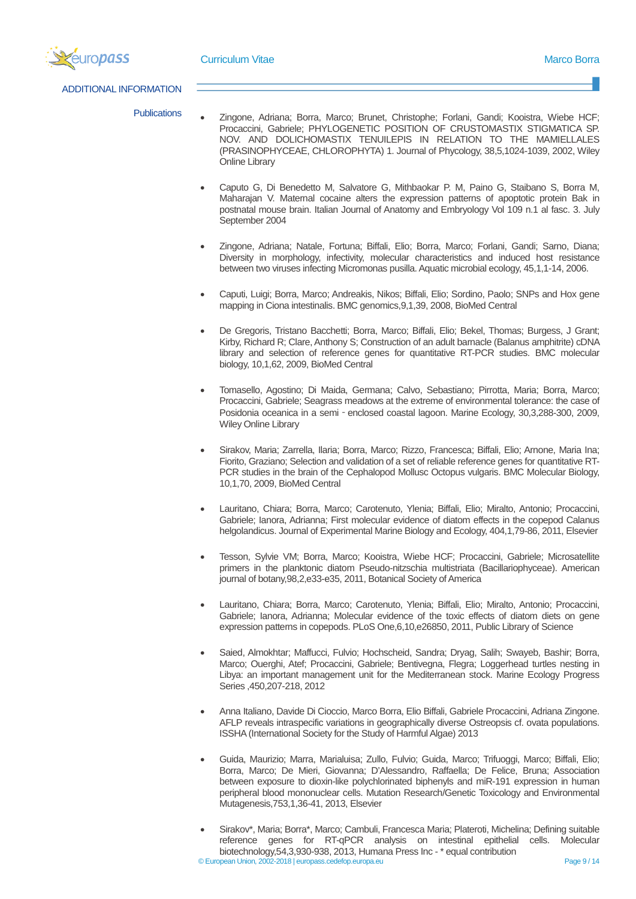## ADDITIONAL INFORMATION

### Publications

- Zingone, Adriana; Borra, Marco; Brunet, Christophe; Forlani, Gandi; Kooistra, Wiebe HCF; Procaccini, Gabriele; PHYLOGENETIC POSITION OF CRUSTOMASTIX STIGMATICA SP. NOV. AND DOLICHOMASTIX TENUILEPIS IN RELATION TO THE MAMIELLALES (PRASINOPHYCEAE, CHLOROPHYTA) 1. Journal of Phycology, 38,5,1024-1039, 2002, Wiley Online Library

- Caputo G, Di Benedetto M, Salvatore G, Mithbaokar P. M, Paino G, Staibano S, Borra M, Maharajan V. Maternal cocaine alters the expression patterns of apoptotic protein Bak in postnatal mouse brain. Italian Journal of Anatomy and Embryology Vol 109 n.1 al fasc. 3. July September 2004

- Zingone, Adriana; Natale, Fortuna; Biffali, Elio; Borra, Marco; Forlani, Gandi; Sarno, Diana; Diversity in morphology, infectivity, molecular characteristics and induced host resistance between two viruses infecting Micromonas pusilla. Aquatic microbial ecology, 45,1,1-14, 2006.

- Caputi, Luigi; Borra, Marco; Andreakis, Nikos; Biffali, Elio; Sordino, Paolo; SNPs and Hox gene mapping in Ciona intestinalis. BMC genomics,9,1,39, 2008, BioMed Central

- De Gregoris, Tristano Bacchetti; Borra, Marco; Biffali, Elio; Bekel, Thomas; Burgess, J Grant; Kirby, Richard R; Clare, Anthony S; Construction of an adult barnacle (Balanus amphitrite) cDNA library and selection of reference genes for quantitative RT-PCR studies. BMC molecular biology, 10,1,62, 2009, BioMed Central

- Tomasello, Agostino; Di Maida, Germana; Calvo, Sebastiano; Pirrotta, Maria; Borra, Marco; Procaccini, Gabriele; Seagrass meadows at the extreme of environmental tolerance: the case of Posidonia oceanica in a semi‐enclosed coastal lagoon. Marine Ecology, 30,3,288-300, 2009, Wiley Online Library

- Sirakov, Maria; Zarrella, Ilaria; Borra, Marco; Rizzo, Francesca; Biffali, Elio; Arnone, Maria Ina; Fiorito, Graziano; Selection and validation of a set of reliable reference genes for quantitative RT-PCR studies in the brain of the Cephalopod Mollusc Octopus vulgaris. BMC Molecular Biology, 10,1,70, 2009, BioMed Central

- Lauritano, Chiara; Borra, Marco; Carotenuto, Ylenia; Biffali, Elio; Miralto, Antonio; Procaccini, Gabriele; Ianora, Adrianna; First molecular evidence of diatom effects in the copepod Calanus helgolandicus. Journal of Experimental Marine Biology and Ecology, 404,1,79-86, 2011, Elsevier

- Tesson, Sylvie VM; Borra, Marco; Kooistra, Wiebe HCF; Procaccini, Gabriele; Microsatellite primers in the planktonic diatom Pseudo-nitzschia multistriata (Bacillariophyceae). American journal of botany,98,2,e33-e35, 2011, Botanical Society of America

- Lauritano, Chiara; Borra, Marco; Carotenuto, Ylenia; Biffali, Elio; Miralto, Antonio; Procaccini, Gabriele; Ianora, Adrianna; Molecular evidence of the toxic effects of diatom diets on gene expression patterns in copepods. PLoS One,6,10,e26850, 2011, Public Library of Science

- Saied, Almokhtar; Maffucci, Fulvio; Hochscheid, Sandra; Dryag, Salih; Swayeb, Bashir; Borra, Marco; Ouerghi, Atef; Procaccini, Gabriele; Bentivegna, Flegra; Loggerhead turtles nesting in Libya: an important management unit for the Mediterranean stock. Marine Ecology Progress Series ,450,207-218, 2012

- Anna Italiano, Davide Di Cioccio, Marco Borra, Elio Biffali, Gabriele Procaccini, Adriana Zingone. AFLP reveals intraspecific variations in geographically diverse Ostreopsis cf. ovata populations. ISSHA (International Society for the Study of Harmful Algae) 2013

- Guida, Maurizio; Marra, Marialuisa; Zullo, Fulvio; Guida, Marco; Trifuoggi, Marco; Biffali, Elio; Borra, Marco; De Mieri, Giovanna; D'Alessandro, Raffaella; De Felice, Bruna; Association between exposure to dioxin-like polychlorinated biphenyls and miR-191 expression in human peripheral blood mononuclear cells. Mutation Research/Genetic Toxicology and Environmental Mutagenesis,753,1,36-41, 2013, Elsevier

- Sirakov*, Maria; Borra*, Marco; Cambuli, Francesca Maria; Plateroti, Michelina; Defining suitable reference genes for RT-qPCR analysis on intestinal epithelial cells. Molecular biotechnology,54,3,930-938, 2013, Humana Press Inc - * equal contribution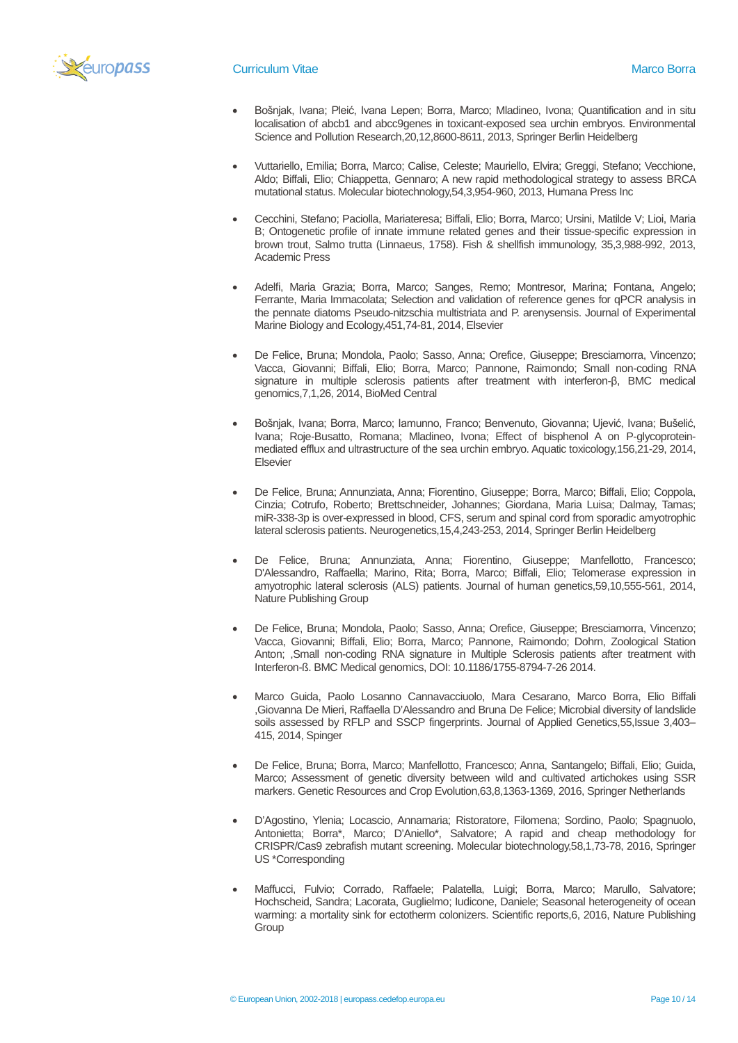- Bošnjak, Ivana; Pleić, Ivana Lepen; Borra, Marco; Mladineo, Ivona; Quantification and in situ localisation of abcb1 and abcc9genes in toxicant-exposed sea urchin embryos. Environmental Science and Pollution Research,20,12,8600-8611, 2013, Springer Berlin Heidelberg

- Vuttariello, Emilia; Borra, Marco; Calise, Celeste; Mauriello, Elvira; Greggi, Stefano; Vecchione, Aldo; Biffali, Elio; Chiappetta, Gennaro; A new rapid methodological strategy to assess BRCA mutational status. Molecular biotechnology,54,3,954-960, 2013, Humana Press Inc

- Cecchini, Stefano; Paciolla, Mariateresa; Biffali, Elio; Borra, Marco; Ursini, Matilde V; Lioi, Maria B; Ontogenetic profile of innate immune related genes and their tissue-specific expression in brown trout, Salmo trutta (Linnaeus, 1758). Fish & shellfish immunology, 35,3,988-992, 2013, Academic Press

- Adelfi, Maria Grazia; Borra, Marco; Sanges, Remo; Montresor, Marina; Fontana, Angelo; Ferrante, Maria Immacolata; Selection and validation of reference genes for qPCR analysis in the pennate diatoms Pseudo-nitzschia multistriata and P. arenysensis. Journal of Experimental Marine Biology and Ecology,451,74-81, 2014, Elsevier

- De Felice, Bruna; Mondola, Paolo; Sasso, Anna; Orefice, Giuseppe; Bresciamorra, Vincenzo; Vacca, Giovanni; Biffali, Elio; Borra, Marco; Pannone, Raimondo; Small non-coding RNA signature in multiple sclerosis patients after treatment with interferon-β, BMC medical genomics,7,1,26, 2014, BioMed Central

- Bošnjak, Ivana; Borra, Marco; Iamunno, Franco; Benvenuto, Giovanna; Ujević, Ivana; Bušelić, Ivana; Roje-Busatto, Romana; Mladineo, Ivona; Effect of bisphenol A on P-glycoprotein-mediated efflux and ultrastructure of the sea urchin embryo. Aquatic toxicology,156,21-29, 2014, Elsevier

- De Felice, Bruna; Annunziata, Anna; Fiorentino, Giuseppe; Borra, Marco; Biffali, Elio; Coppola, Cinzia; Cotrufo, Roberto; Brettschneider, Johannes; Giordana, Maria Luisa; Dalmay, Tamas; miR-338-3p is over-expressed in blood, CFS, serum and spinal cord from sporadic amyotrophic lateral sclerosis patients. Neurogenetics,15,4,243-253, 2014, Springer Berlin Heidelberg

- De Felice, Bruna; Annunziata, Anna; Fiorentino, Giuseppe; Manfellotto, Francesco; D'Alessandro, Raffaella; Marino, Rita; Borra, Marco; Biffali, Elio; Telomerase expression in amyotrophic lateral sclerosis (ALS) patients. Journal of human genetics,59,10,555-561, 2014, Nature Publishing Group

- De Felice, Bruna; Mondola, Paolo; Sasso, Anna; Orefice, Giuseppe; Bresciamorra, Vincenzo; Vacca, Giovanni; Biffali, Elio; Borra, Marco; Pannone, Raimondo; Dohrn, Zoological Station Anton; ,Small non-coding RNA signature in Multiple Sclerosis patients after treatment with Interferon-ß. BMC Medical genomics, DOI: 10.1186/1755-8794-7-26 2014.

- Marco Guida, Paolo Losanno Cannavacciuolo, Mara Cesarano, Marco Borra, Elio Biffali ,Giovanna De Mieri, Raffaella D'Alessandro and Bruna De Felice; Microbial diversity of landslide soils assessed by RFLP and SSCP fingerprints. Journal of Applied Genetics,55,Issue 3,403–415, 2014, Spinger

- De Felice, Bruna; Borra, Marco; Manfellotto, Francesco; Anna, Santangelo; Biffali, Elio; Guida, Marco; Assessment of genetic diversity between wild and cultivated artichokes using SSR markers. Genetic Resources and Crop Evolution,63,8,1363-1369, 2016, Springer Netherlands

- D'Agostino, Ylenia; Locascio, Annamaria; Ristoratore, Filomena; Sordino, Paolo; Spagnuolo, Antonietta; Borra*, Marco; D'Aniello*, Salvatore; A rapid and cheap methodology for CRISPR/Cas9 zebrafish mutant screening. Molecular biotechnology,58,1,73-78, 2016, Springer US *Corresponding

- Maffucci, Fulvio; Corrado, Raffaele; Palatella, Luigi; Borra, Marco; Marullo, Salvatore; Hochscheid, Sandra; Lacorata, Guglielmo; Iudicone, Daniele; Seasonal heterogeneity of ocean warming: a mortality sink for ectotherm colonizers. Scientific reports,6, 2016, Nature Publishing Group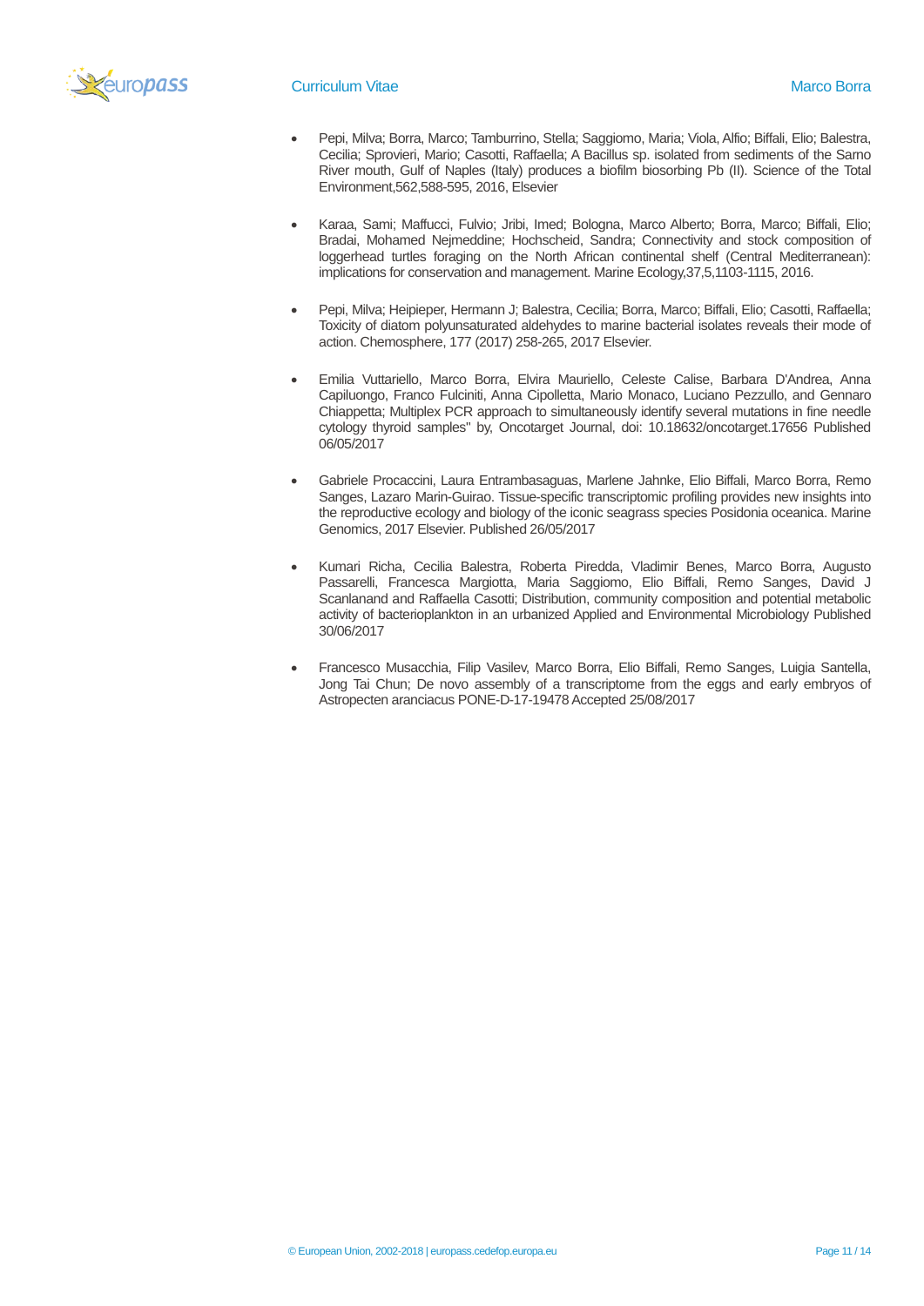- Pepi, Milva; Borra, Marco; Tamburrino, Stella; Saggiomo, Maria; Viola, Alfio; Biffali, Elio; Balestra, Cecilia; Sprovieri, Mario; Casotti, Raffaella; A Bacillus sp. isolated from sediments of the Sarno River mouth, Gulf of Naples (Italy) produces a biofilm biosorbing Pb (II). Science of the Total Environment,562,588-595, 2016, Elsevier

- Karaa, Sami; Maffucci, Fulvio; Jribi, Imed; Bologna, Marco Alberto; Borra, Marco; Biffali, Elio; Bradai, Mohamed Nejmeddine; Hochscheid, Sandra; Connectivity and stock composition of loggerhead turtles foraging on the North African continental shelf (Central Mediterranean): implications for conservation and management. Marine Ecology,37,5,1103-1115, 2016.

- Pepi, Milva; Heipieper, Hermann J; Balestra, Cecilia; Borra, Marco; Biffali, Elio; Casotti, Raffaella; Toxicity of diatom polyunsaturated aldehydes to marine bacterial isolates reveals their mode of action. Chemosphere, 177 (2017) 258-265, 2017 Elsevier.

- Emilia Vuttariello, Marco Borra, Elvira Mauriello, Celeste Calise, Barbara D'Andrea, Anna Capiluongo, Franco Fulciniti, Anna Cipolletta, Mario Monaco, Luciano Pezzullo, and Gennaro Chiappetta; Multiplex PCR approach to simultaneously identify several mutations in fine needle cytology thyroid samples" by, Oncotarget Journal, doi: 10.18632/oncotarget.17656 Published 06/05/2017

- Gabriele Procaccini, Laura Entrambasaguas, Marlene Jahnke, Elio Biffali, Marco Borra, Remo Sanges, Lazaro Marin-Guirao. Tissue-specific transcriptomic profiling provides new insights into the reproductive ecology and biology of the iconic seagrass species Posidonia oceanica. Marine Genomics, 2017 Elsevier. Published 26/05/2017

- Kumari Richa, Cecilia Balestra, Roberta Piredda, Vladimir Benes, Marco Borra, Augusto Passarelli, Francesca Margiotta, Maria Saggiomo, Elio Biffali, Remo Sanges, David J Scanlanand and Raffaella Casotti; Distribution, community composition and potential metabolic activity of bacterioplankton in an urbanized Applied and Environmental Microbiology Published 30/06/2017

- Francesco Musacchia, Filip Vasilev, Marco Borra, Elio Biffali, Remo Sanges, Luigia Santella, Jong Tai Chun; De novo assembly of a transcriptome from the eggs and early embryos of Astropecten aranciacus PONE-D-17-19478 Accepted 25/08/2017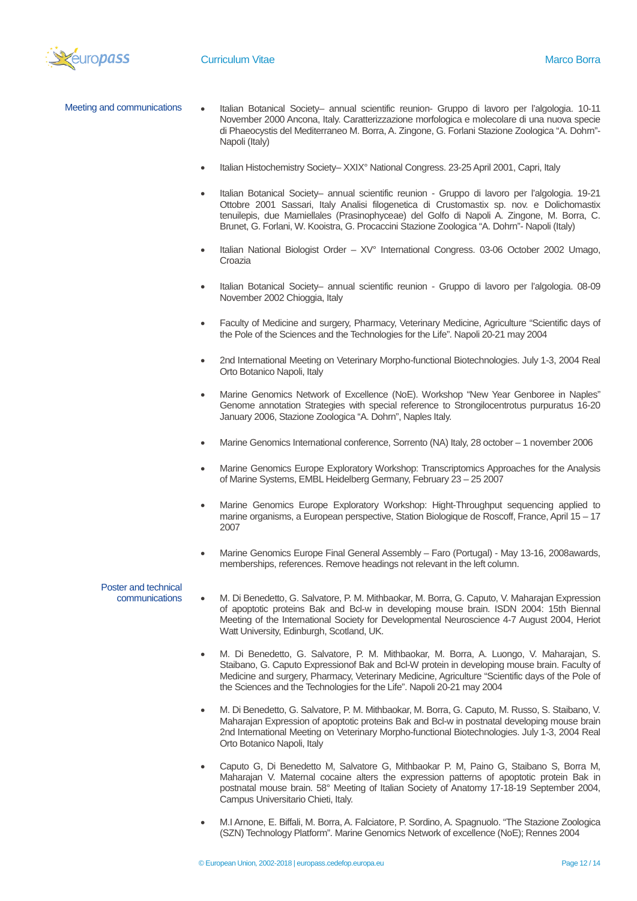## Meeting and communications

- Italian Botanical Society– annual scientific reunion- Gruppo di lavoro per l'algologia. 10-11 November 2000 Ancona, Italy. Caratterizzazione morfologica e molecolare di una nuova specie di Phaeocystis del Mediterraneo M. Borra, A. Zingone, G. Forlani Stazione Zoologica "A. Dohrn"- Napoli (Italy)

- Italian Histochemistry Society– XXIX° National Congress. 23-25 April 2001, Capri, Italy

- Italian Botanical Society– annual scientific reunion - Gruppo di lavoro per l'algologia. 19-21 Ottobre 2001 Sassari, Italy Analisi filogenetica di Crustomastix sp. nov. e Dolichomastix tenuilepis, due Mamiellales (Prasinophyceae) del Golfo di Napoli A. Zingone, M. Borra, C. Brunet, G. Forlani, W. Kooistra, G. Procaccini Stazione Zoologica "A. Dohrn"- Napoli (Italy)

- Italian National Biologist Order – XV° International Congress. 03-06 October 2002 Umago, Croazia

- Italian Botanical Society– annual scientific reunion - Gruppo di lavoro per l'algologia. 08-09 November 2002 Chioggia, Italy

- Faculty of Medicine and surgery, Pharmacy, Veterinary Medicine, Agriculture "Scientific days of the Pole of the Sciences and the Technologies for the Life". Napoli 20-21 may 2004

- 2nd International Meeting on Veterinary Morpho-functional Biotechnologies. July 1-3, 2004 Real Orto Botanico Napoli, Italy

- Marine Genomics Network of Excellence (NoE). Workshop "New Year Genboree in Naples" Genome annotation Strategies with special reference to Strongilocentrotus purpuratus 16-20 January 2006, Stazione Zoologica "A. Dohrn", Naples Italy.

- Marine Genomics International conference, Sorrento (NA) Italy, 28 october – 1 november 2006

- Marine Genomics Europe Exploratory Workshop: Transcriptomics Approaches for the Analysis of Marine Systems, EMBL Heidelberg Germany, February 23 – 25 2007

- Marine Genomics Europe Exploratory Workshop: Hight-Throughput sequencing applied to marine organisms, a European perspective, Station Biologique de Roscoff, France, April 15 – 17 2007

- Marine Genomics Europe Final General Assembly – Faro (Portugal) - May 13-16, 2008awards, memberships, references. Remove headings not relevant in the left column.

## Poster and technical communications

- M. Di Benedetto, G. Salvatore, P. M. Mithbaokar, M. Borra, G. Caputo, V. Maharajan Expression of apoptotic proteins Bak and Bcl-w in developing mouse brain. ISDN 2004: 15th Biennal Meeting of the International Society for Developmental Neuroscience 4-7 August 2004, Heriot Watt University, Edinburgh, Scotland, UK.

- M. Di Benedetto, G. Salvatore, P. M. Mithbaokar, M. Borra, A. Luongo, V. Maharajan, S. Staibano, G. Caputo Expressionof Bak and Bcl-W protein in developing mouse brain. Faculty of Medicine and surgery, Pharmacy, Veterinary Medicine, Agriculture "Scientific days of the Pole of the Sciences and the Technologies for the Life". Napoli 20-21 may 2004

- M. Di Benedetto, G. Salvatore, P. M. Mithbaokar, M. Borra, G. Caputo, M. Russo, S. Staibano, V. Maharajan Expression of apoptotic proteins Bak and Bcl-w in postnatal developing mouse brain 2nd International Meeting on Veterinary Morpho-functional Biotechnologies. July 1-3, 2004 Real Orto Botanico Napoli, Italy

- Caputo G, Di Benedetto M, Salvatore G, Mithbaokar P. M, Paino G, Staibano S, Borra M, Maharajan V. Maternal cocaine alters the expression patterns of apoptotic protein Bak in postnatal mouse brain. 58° Meeting of Italian Society of Anatomy 17-18-19 September 2004, Campus Universitario Chieti, Italy.

- M.I Arnone, E. Biffali, M. Borra, A. Falciatore, P. Sordino, A. Spagnuolo. "The Stazione Zoologica (SZN) Technology Platform". Marine Genomics Network of excellence (NoE); Rennes 2004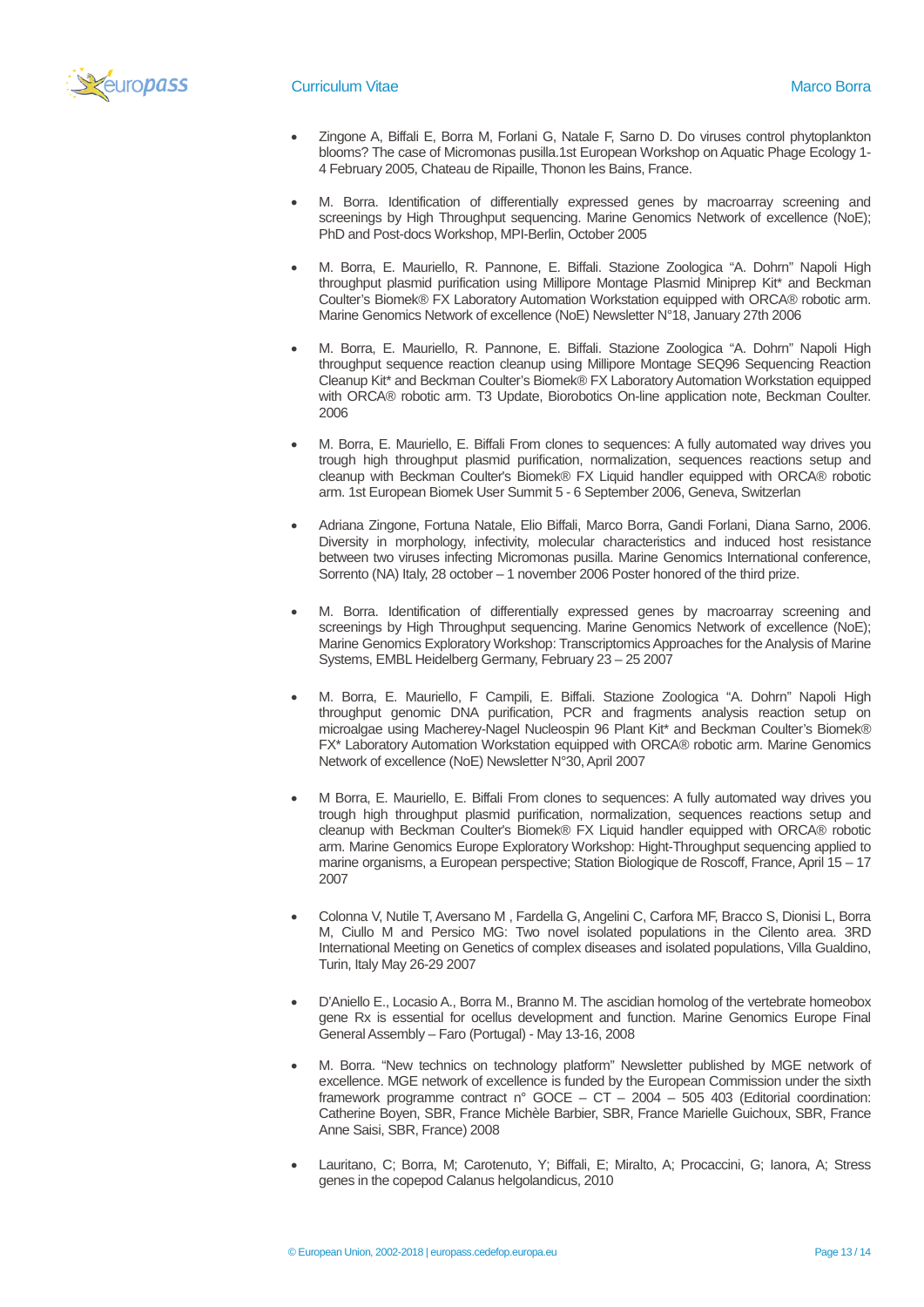- Zingone A, Biffali E, Borra M, Forlani G, Natale F, Sarno D. Do viruses control phytoplankton blooms? The case of Micromonas pusilla.1st European Workshop on Aquatic Phage Ecology 1-4 February 2005, Chateau de Ripaille, Thonon les Bains, France.

- M. Borra. Identification of differentially expressed genes by macroarray screening and screenings by High Throughput sequencing. Marine Genomics Network of excellence (NoE); PhD and Post-docs Workshop, MPI-Berlin, October 2005

- M. Borra, E. Mauriello, R. Pannone, E. Biffali. Stazione Zoologica "A. Dohrn" Napoli High throughput plasmid purification using Millipore Montage Plasmid Miniprep Kit* and Beckman Coulter's Biomek® FX Laboratory Automation Workstation equipped with ORCA® robotic arm. Marine Genomics Network of excellence (NoE) Newsletter N°18, January 27th 2006

- M. Borra, E. Mauriello, R. Pannone, E. Biffali. Stazione Zoologica "A. Dohrn" Napoli High throughput sequence reaction cleanup using Millipore Montage SEQ96 Sequencing Reaction Cleanup Kit* and Beckman Coulter's Biomek® FX Laboratory Automation Workstation equipped with ORCA® robotic arm. T3 Update, Biorobotics On-line application note, Beckman Coulter. 2006

- M. Borra, E. Mauriello, E. Biffali From clones to sequences: A fully automated way drives you trough high throughput plasmid purification, normalization, sequences reactions setup and cleanup with Beckman Coulter's Biomek® FX Liquid handler equipped with ORCA® robotic arm. 1st European Biomek User Summit 5 - 6 September 2006, Geneva, Switzerlan

- Adriana Zingone, Fortuna Natale, Elio Biffali, Marco Borra, Gandi Forlani, Diana Sarno, 2006. Diversity in morphology, infectivity, molecular characteristics and induced host resistance between two viruses infecting Micromonas pusilla. Marine Genomics International conference, Sorrento (NA) Italy, 28 october – 1 november 2006 Poster honored of the third prize.

- M. Borra. Identification of differentially expressed genes by macroarray screening and screenings by High Throughput sequencing. Marine Genomics Network of excellence (NoE); Marine Genomics Exploratory Workshop: Transcriptomics Approaches for the Analysis of Marine Systems, EMBL Heidelberg Germany, February 23 – 25 2007

- M. Borra, E. Mauriello, F Campili, E. Biffali. Stazione Zoologica "A. Dohrn" Napoli High throughput genomic DNA purification, PCR and fragments analysis reaction setup on microalgae using Macherey-Nagel Nucleospin 96 Plant Kit* and Beckman Coulter's Biomek® FX* Laboratory Automation Workstation equipped with ORCA® robotic arm. Marine Genomics Network of excellence (NoE) Newsletter N°30, April 2007

- M Borra, E. Mauriello, E. Biffali From clones to sequences: A fully automated way drives you trough high throughput plasmid purification, normalization, sequences reactions setup and cleanup with Beckman Coulter's Biomek® FX Liquid handler equipped with ORCA® robotic arm. Marine Genomics Europe Exploratory Workshop: Hight-Throughput sequencing applied to marine organisms, a European perspective; Station Biologique de Roscoff, France, April 15 – 17 2007

- Colonna V, Nutile T, Aversano M , Fardella G, Angelini C, Carfora MF, Bracco S, Dionisi L, Borra M, Ciullo M and Persico MG: Two novel isolated populations in the Cilento area. 3RD International Meeting on Genetics of complex diseases and isolated populations, Villa Gualdino, Turin, Italy May 26-29 2007

- D'Aniello E., Locasio A., Borra M., Branno M. The ascidian homolog of the vertebrate homeobox gene Rx is essential for ocellus development and function. Marine Genomics Europe Final General Assembly – Faro (Portugal) - May 13-16, 2008

- M. Borra. "New technics on technology platform" Newsletter published by MGE network of excellence. MGE network of excellence is funded by the European Commission under the sixth framework programme contract n° GOCE – CT – 2004 – 505 403 (Editorial coordination: Catherine Boyen, SBR, France Michèle Barbier, SBR, France Marielle Guichoux, SBR, France Anne Saisi, SBR, France) 2008

- Lauritano, C; Borra, M; Carotenuto, Y; Biffali, E; Miralto, A; Procaccini, G; Ianora, A; Stress genes in the copepod Calanus helgolandicus, 2010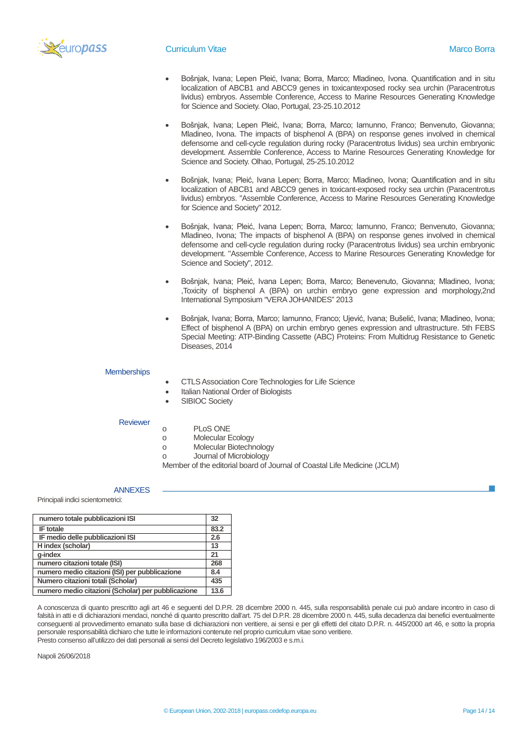- Bošnjak, Ivana; Lepen Pleić, Ivana; Borra, Marco; Mladineo, Ivona. Quantification and in situ localization of ABCB1 and ABCC9 genes in toxicantexposed rocky sea urchin (Paracentrotus lividus) embryos. Assemble Conference, Access to Marine Resources Generating Knowledge for Science and Society. Olao, Portugal, 23-25.10.2012

- Bošnjak, Ivana; Lepen Pleić, Ivana; Borra, Marco; Iamunno, Franco; Benvenuto, Giovanna; Mladineo, Ivona. The impacts of bisphenol A (BPA) on response genes involved in chemical defensome and cell-cycle regulation during rocky (Paracentrotus lividus) sea urchin embryonic development. Assemble Conference, Access to Marine Resources Generating Knowledge for Science and Society. Olhao, Portugal, 25-25.10.2012

- Bošnjak, Ivana; Pleić, Ivana Lepen; Borra, Marco; Mladineo, Ivona; Quantification and in situ localization of ABCB1 and ABCC9 genes in toxicant-exposed rocky sea urchin (Paracentrotus lividus) embryos. "Assemble Conference, Access to Marine Resources Generating Knowledge for Science and Society" 2012.

- Bošnjak, Ivana; Pleić, Ivana Lepen; Borra, Marco; Iamunno, Franco; Benvenuto, Giovanna; Mladineo, Ivona; The impacts of bisphenol A (BPA) on response genes involved in chemical defensome and cell-cycle regulation during rocky (Paracentrotus lividus) sea urchin embryonic development. "Assemble Conference, Access to Marine Resources Generating Knowledge for Science and Society", 2012.

- Bošnjak, Ivana; Pleić, Ivana Lepen; Borra, Marco; Benevenuto, Giovanna; Mladineo, Ivona; ,Toxicity of bisphenol A (BPA) on urchin embryo gene expression and morphology,2nd International Symposium "VERA JOHANIDES" 2013

- Bošnjak, Ivana; Borra, Marco; Iamunno, Franco; Ujević, Ivana; Bušelić, Ivana; Mladineo, Ivona; Effect of bisphenol A (BPA) on urchin embryo genes expression and ultrastructure. 5th FEBS Special Meeting: ATP-Binding Cassette (ABC) Proteins: From Multidrug Resistance to Genetic Diseases, 2014

## Memberships

- CTLS Association Core Technologies for Life Science
- Italian National Order of Biologists
- SIBIOC Society

## Reviewer

- PLoS ONE
- Molecular Ecology
- Molecular Biotechnology
- Journal of Microbiology

Member of the editorial board of Journal of Coastal Life Medicine (JCLM)

## ANNEXES

Principali indici scientometrici:

| | |
|---|---|
| **numero totale pubblicazioni ISI** | **32** |
| **IF totale** | **83.2** |
| **IF medio delle pubblicazioni ISI** | **2.6** |
| **H index (scholar)** | **13** |
| **g-index** | **21** |
| **numero citazioni totale (ISI)** | **268** |
| **numero medio citazioni (ISI) per pubblicazione** | **8.4** |
| **Numero citazioni totali (Scholar)** | **435** |
| **numero medio citazioni (Scholar) per pubblicazione** | **13.6** |

A conoscenza di quanto prescritto agli art 46 e seguenti del D.P.R. 28 dicembre 2000 n. 445, sulla responsabilità penale cui può andare incontro in caso di falsità in atti e di dichiarazioni mendaci, nonché di quanto prescritto dall'art. 75 del D.P.R. 28 dicembre 2000 n. 445, sulla decadenza dai benefici eventualmente conseguenti al provvedimento emanato sulla base di dichiarazioni non veritiere, ai sensi e per gli effetti del citato D.P.R. n. 445/2000 art 46, e sotto la propria personale responsabilità dichiaro che tutte le informazioni contenute nel proprio curriculum vitae sono veritiere.
Presto consenso all'utilizzo dei dati personali ai sensi del Decreto legislativo 196/2003 e s.m.i.

Napoli 26/06/2018